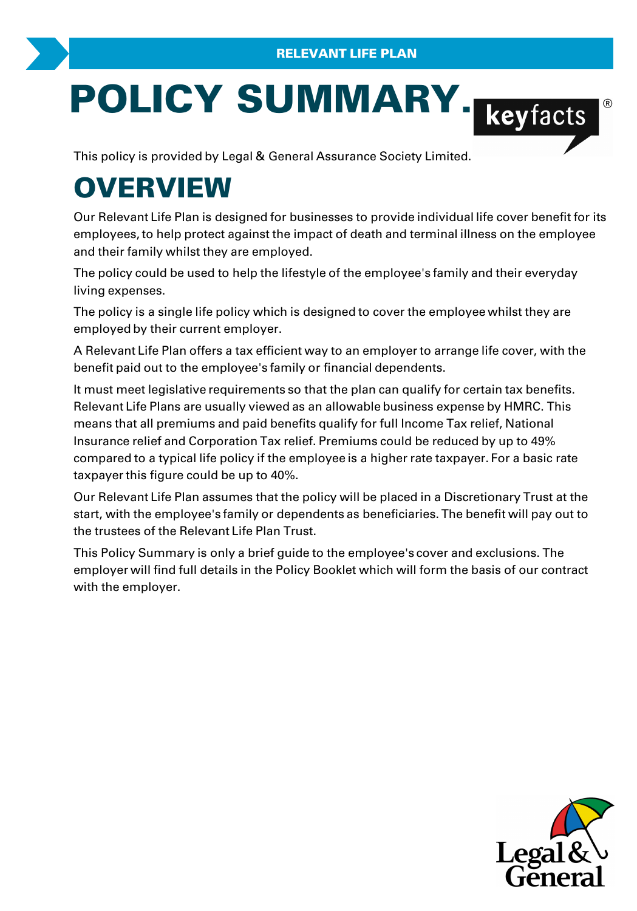RELEVANT LIFE PLAN

# POLICY SUMMARY.

keyfacts®

This policy is provided by Legal & General Assurance Society Limited.

## OVERVIEW

Our Relevant Life Plan is designed for businesses to provide individual life cover benefit for its employees, to help protect against the impact of death and terminal illness on the employee and their family whilst they are employed.

The policy could be used to help the lifestyle of the employee's family and their everyday living expenses.

The policy is a single life policy which is designed to cover the employee whilst they are employed by their current employer.

A Relevant Life Plan offers a tax efficient way to an employer to arrange life cover, with the benefit paid out to the employee's family or financial dependents.

It must meet legislative requirements so that the plan can qualify for certain tax benefits. Relevant Life Plans are usually viewed as an allowable business expense by HMRC. This means that all premiums and paid benefits qualify for full Income Tax relief, National Insurance relief and Corporation Tax relief. Premiums could be reduced by up to 49% compared to a typical life policy if the employee is a higher rate taxpayer. For a basic rate taxpayer this figure could be up to 40%.

Our Relevant Life Plan assumes that the policy will be placed in a Discretionary Trust at the start, with the employee's family or dependents as beneficiaries. The benefit will pay out to the trustees of the Relevant Life Plan Trust.

This Policy Summary is only a brief guide to the employee's cover and exclusions. The employer will find full details in the Policy Booklet which will form the basis of our contract with the employer.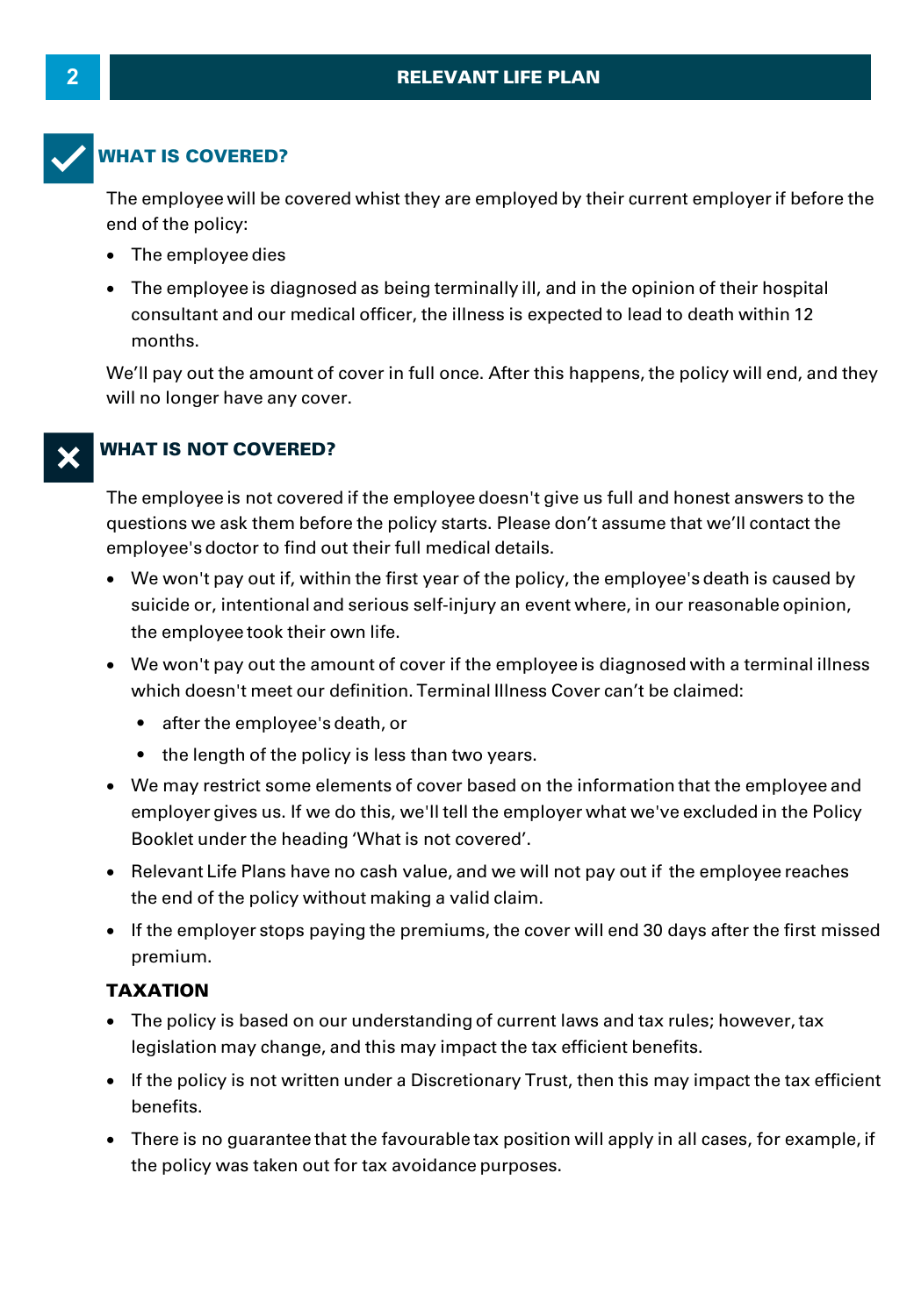## WHAT IS COVERED?

The employee will be covered whist they are employed by their current employer if before the end of the policy:

- The employee dies
- The employee is diagnosed as being terminally ill, and in the opinion of their hospital consultant and our medical officer, the illness is expected to lead to death within 12 months.

We'll pay out the amount of cover in full once. After this happens, the policy will end, and they will no longer have any cover.

## WHAT IS NOT COVERED?

The employee is not covered if the employee doesn't give us full and honest answers to the questions we ask them before the policy starts. Please don't assume that we'll contact the employee's doctor to find out their full medical details.

- We won't pay out if, within the first year of the policy, the employee's death is caused by suicide or, intentional and serious self-injury an event where, in our reasonable opinion, the employee took their own life.
- We won't pay out the amount of cover if the employee is diagnosed with a terminal illness which doesn't meet our definition. Terminal Illness Cover can't be claimed:
  - after the employee's death, or
  - the length of the policy is less than two years.
- We may restrict some elements of cover based on the information that the employee and employer gives us. If we do this, we'll tell the employer what we've excluded in the Policy Booklet under the heading 'What is not covered'.
- Relevant Life Plans have no cash value, and we will not pay out if the employee reaches the end of the policy without making a valid claim.
- If the employer stops paying the premiums, the cover will end 30 days after the first missed premium.

### TAXATION

- The policy is based on our understanding of current laws and tax rules; however, tax legislation may change, and this may impact the tax efficient benefits.
- If the policy is not written under a Discretionary Trust, then this may impact the tax efficient benefits.
- There is no guarantee that the favourable tax position will apply in all cases, for example, if the policy was taken out for tax avoidance purposes.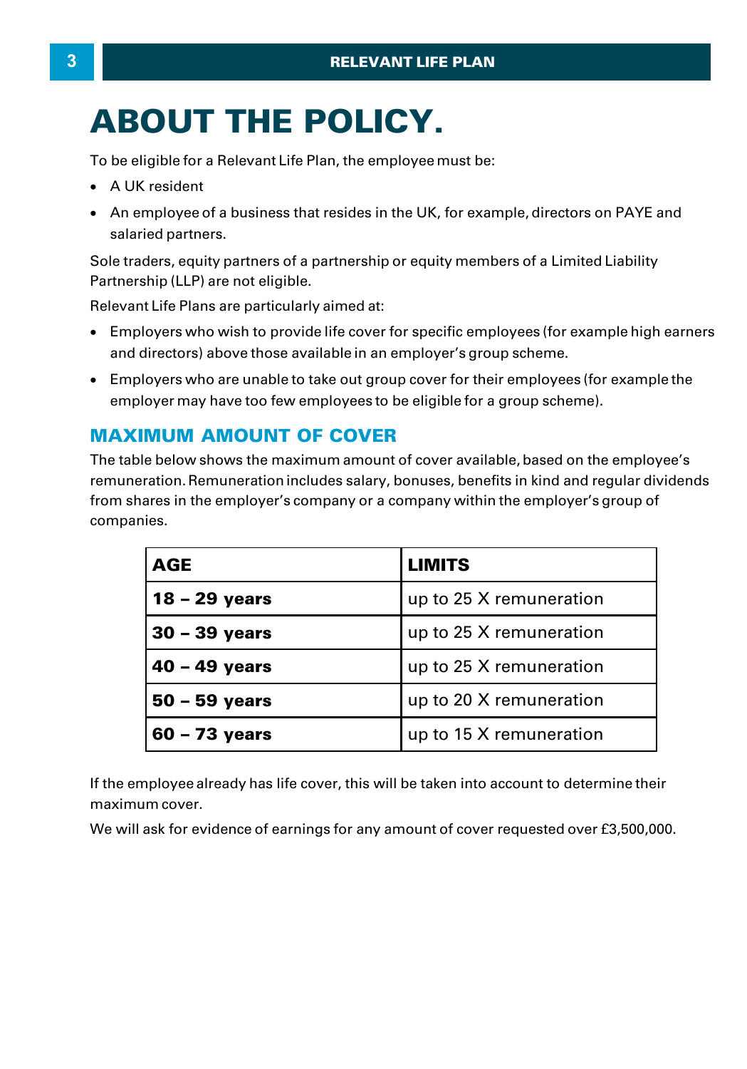# ABOUT THE POLICY.

To be eligible for a Relevant Life Plan, the employee must be:

- A UK resident
- An employee of a business that resides in the UK, for example, directors on PAYE and salaried partners.

Sole traders, equity partners of a partnership or equity members of a Limited Liability Partnership (LLP) are not eligible.

Relevant Life Plans are particularly aimed at:

- Employers who wish to provide life cover for specific employees (for example high earners and directors) above those available in an employer's group scheme.
- Employers who are unable to take out group cover for their employees (for example the employer may have too few employees to be eligible for a group scheme).

## MAXIMUM AMOUNT OF COVER

The table below shows the maximum amount of cover available, based on the employee's remuneration. Remuneration includes salary, bonuses, benefits in kind and regular dividends from shares in the employer's company or a company within the employer's group of companies.

| AGE | LIMITS |
|---|---|
| **18 – 29 years** | up to 25 X remuneration |
| **30 – 39 years** | up to 25 X remuneration |
| **40 – 49 years** | up to 25 X remuneration |
| **50 – 59 years** | up to 20 X remuneration |
| **60 – 73 years** | up to 15 X remuneration |

If the employee already has life cover, this will be taken into account to determine their maximum cover.

We will ask for evidence of earnings for any amount of cover requested over £3,500,000.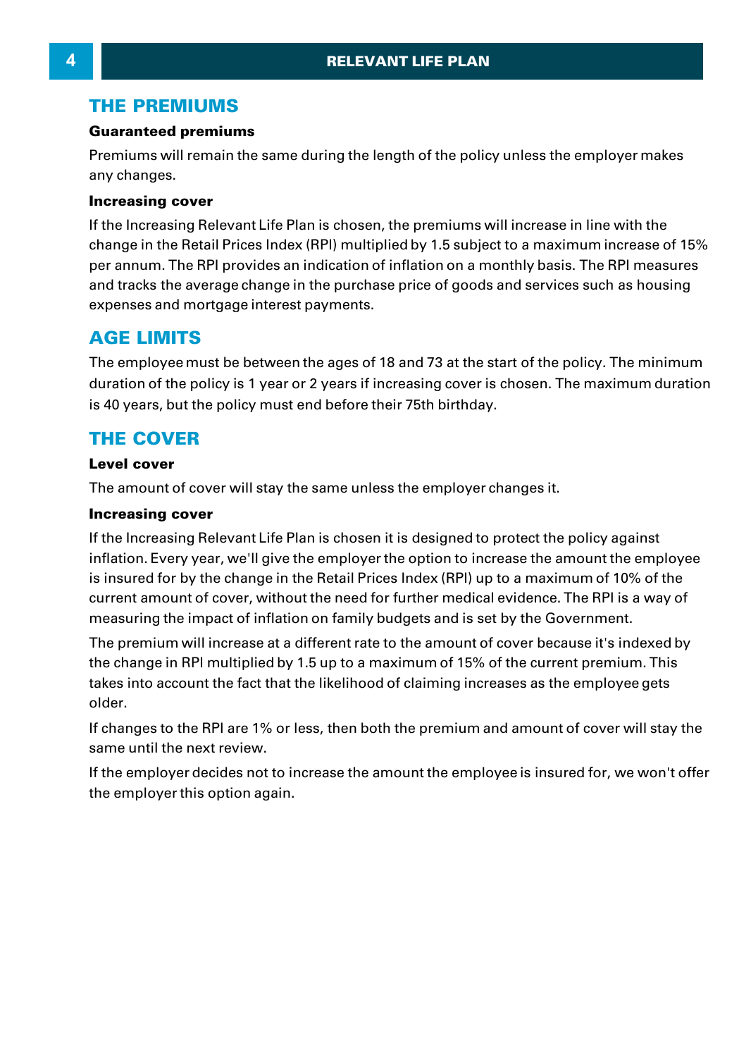## THE PREMIUMS

### Guaranteed premiums

Premiums will remain the same during the length of the policy unless the employer makes any changes.

### Increasing cover

If the Increasing Relevant Life Plan is chosen, the premiums will increase in line with the change in the Retail Prices Index (RPI) multiplied by 1.5 subject to a maximum increase of 15% per annum. The RPI provides an indication of inflation on a monthly basis. The RPI measures and tracks the average change in the purchase price of goods and services such as housing expenses and mortgage interest payments.

## AGE LIMITS

The employee must be between the ages of 18 and 73 at the start of the policy. The minimum duration of the policy is 1 year or 2 years if increasing cover is chosen. The maximum duration is 40 years, but the policy must end before their 75th birthday.

## THE COVER

### Level cover

The amount of cover will stay the same unless the employer changes it.

### Increasing cover

If the Increasing Relevant Life Plan is chosen it is designed to protect the policy against inflation. Every year, we'll give the employer the option to increase the amount the employee is insured for by the change in the Retail Prices Index (RPI) up to a maximum of 10% of the current amount of cover, without the need for further medical evidence. The RPI is a way of measuring the impact of inflation on family budgets and is set by the Government.

The premium will increase at a different rate to the amount of cover because it's indexed by the change in RPI multiplied by 1.5 up to a maximum of 15% of the current premium. This takes into account the fact that the likelihood of claiming increases as the employee gets older.

If changes to the RPI are 1% or less, then both the premium and amount of cover will stay the same until the next review.

If the employer decides not to increase the amount the employee is insured for, we won't offer the employer this option again.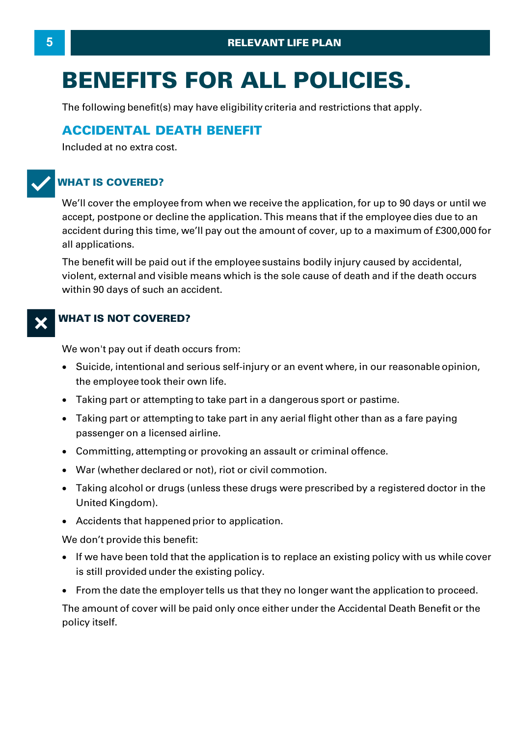# BENEFITS FOR ALL POLICIES.

The following benefit(s) may have eligibility criteria and restrictions that apply.

## ACCIDENTAL DEATH BENEFIT

Included at no extra cost.

### WHAT IS COVERED?

We'll cover the employee from when we receive the application, for up to 90 days or until we accept, postpone or decline the application. This means that if the employee dies due to an accident during this time, we'll pay out the amount of cover, up to a maximum of £300,000 for all applications.

The benefit will be paid out if the employee sustains bodily injury caused by accidental, violent, external and visible means which is the sole cause of death and if the death occurs within 90 days of such an accident.

### WHAT IS NOT COVERED?

We won't pay out if death occurs from:

- Suicide, intentional and serious self-injury or an event where, in our reasonable opinion, the employee took their own life.
- Taking part or attempting to take part in a dangerous sport or pastime.
- Taking part or attempting to take part in any aerial flight other than as a fare paying passenger on a licensed airline.
- Committing, attempting or provoking an assault or criminal offence.
- War (whether declared or not), riot or civil commotion.
- Taking alcohol or drugs (unless these drugs were prescribed by a registered doctor in the United Kingdom).
- Accidents that happened prior to application.

We don't provide this benefit:

- If we have been told that the application is to replace an existing policy with us while cover is still provided under the existing policy.
- From the date the employer tells us that they no longer want the application to proceed.

The amount of cover will be paid only once either under the Accidental Death Benefit or the policy itself.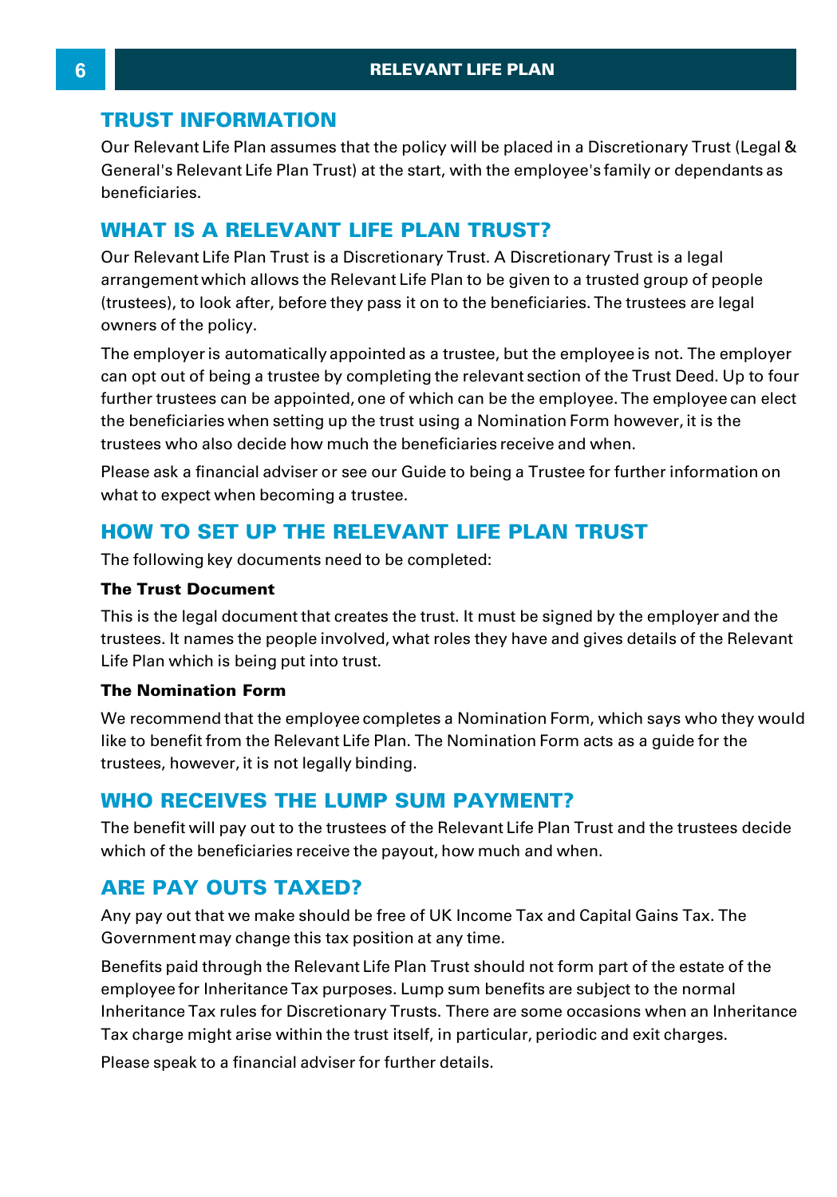## TRUST INFORMATION

Our Relevant Life Plan assumes that the policy will be placed in a Discretionary Trust (Legal & General's Relevant Life Plan Trust) at the start, with the employee's family or dependants as beneficiaries.

## WHAT IS A RELEVANT LIFE PLAN TRUST?

Our Relevant Life Plan Trust is a Discretionary Trust. A Discretionary Trust is a legal arrangement which allows the Relevant Life Plan to be given to a trusted group of people (trustees), to look after, before they pass it on to the beneficiaries. The trustees are legal owners of the policy.

The employer is automatically appointed as a trustee, but the employee is not. The employer can opt out of being a trustee by completing the relevant section of the Trust Deed. Up to four further trustees can be appointed, one of which can be the employee. The employee can elect the beneficiaries when setting up the trust using a Nomination Form however, it is the trustees who also decide how much the beneficiaries receive and when.

Please ask a financial adviser or see our Guide to being a Trustee for further information on what to expect when becoming a trustee.

## HOW TO SET UP THE RELEVANT LIFE PLAN TRUST

The following key documents need to be completed:

### The Trust Document

This is the legal document that creates the trust. It must be signed by the employer and the trustees. It names the people involved, what roles they have and gives details of the Relevant Life Plan which is being put into trust.

### The Nomination Form

We recommend that the employee completes a Nomination Form, which says who they would like to benefit from the Relevant Life Plan. The Nomination Form acts as a guide for the trustees, however, it is not legally binding.

## WHO RECEIVES THE LUMP SUM PAYMENT?

The benefit will pay out to the trustees of the Relevant Life Plan Trust and the trustees decide which of the beneficiaries receive the payout, how much and when.

## ARE PAY OUTS TAXED?

Any pay out that we make should be free of UK Income Tax and Capital Gains Tax. The Government may change this tax position at any time.

Benefits paid through the Relevant Life Plan Trust should not form part of the estate of the employee for Inheritance Tax purposes. Lump sum benefits are subject to the normal Inheritance Tax rules for Discretionary Trusts. There are some occasions when an Inheritance Tax charge might arise within the trust itself, in particular, periodic and exit charges.

Please speak to a financial adviser for further details.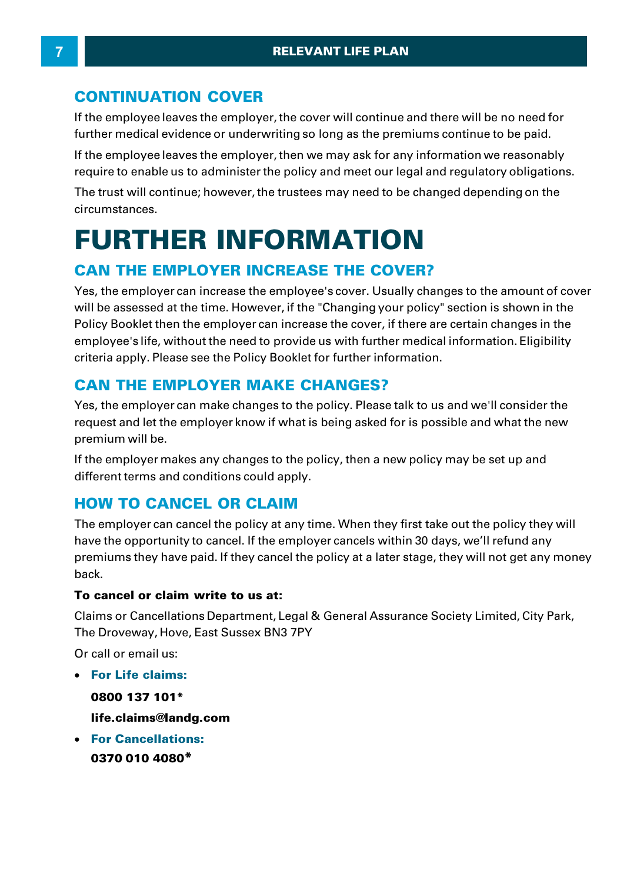## CONTINUATION COVER

If the employee leaves the employer, the cover will continue and there will be no need for further medical evidence or underwriting so long as the premiums continue to be paid.

If the employee leaves the employer, then we may ask for any information we reasonably require to enable us to administer the policy and meet our legal and regulatory obligations.

The trust will continue; however, the trustees may need to be changed depending on the circumstances.

# FURTHER INFORMATION

## CAN THE EMPLOYER INCREASE THE COVER?

Yes, the employer can increase the employee's cover. Usually changes to the amount of cover will be assessed at the time. However, if the "Changing your policy" section is shown in the Policy Booklet then the employer can increase the cover, if there are certain changes in the employee's life, without the need to provide us with further medical information. Eligibility criteria apply. Please see the Policy Booklet for further information.

## CAN THE EMPLOYER MAKE CHANGES?

Yes, the employer can make changes to the policy. Please talk to us and we'll consider the request and let the employer know if what is being asked for is possible and what the new premium will be.

If the employer makes any changes to the policy, then a new policy may be set up and different terms and conditions could apply.

## HOW TO CANCEL OR CLAIM

The employer can cancel the policy at any time. When they first take out the policy they will have the opportunity to cancel. If the employer cancels within 30 days, we'll refund any premiums they have paid. If they cancel the policy at a later stage, they will not get any money back.

**To cancel or claim write to us at:**

Claims or Cancellations Department, Legal & General Assurance Society Limited, City Park, The Droveway, Hove, East Sussex BN3 7PY

Or call or email us:

- **For Life claims:**

  **0800 137 101***

  **life.claims@landg.com**

- **For Cancellations:**

  **0370 010 4080***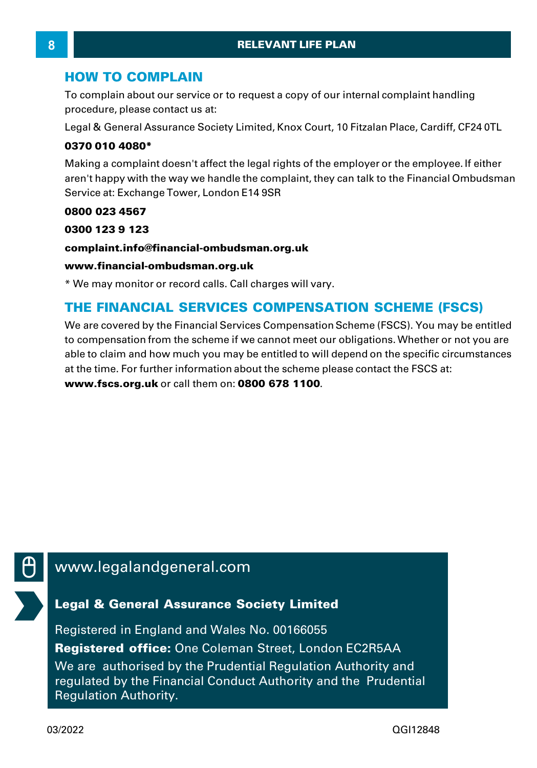## HOW TO COMPLAIN

To complain about our service or to request a copy of our internal complaint handling procedure, please contact us at:

Legal & General Assurance Society Limited, Knox Court, 10 Fitzalan Place, Cardiff, CF24 0TL

**0370 010 4080***

Making a complaint doesn't affect the legal rights of the employer or the employee. If either aren't happy with the way we handle the complaint, they can talk to the Financial Ombudsman Service at: Exchange Tower, London E14 9SR

**0800 023 4567**

**0300 123 9 123**

**complaint.info@financial-ombudsman.org.uk**

**www.financial-ombudsman.org.uk**

* We may monitor or record calls. Call charges will vary.

## THE FINANCIAL SERVICES COMPENSATION SCHEME (FSCS)

We are covered by the Financial Services Compensation Scheme (FSCS). You may be entitled to compensation from the scheme if we cannot meet our obligations. Whether or not you are able to claim and how much you may be entitled to will depend on the specific circumstances at the time. For further information about the scheme please contact the FSCS at: **www.fscs.org.uk** or call them on: **0800 678 1100**.

www.legalandgeneral.com

**Legal & General Assurance Society Limited**

Registered in England and Wales No. 00166055

**Registered office:** One Coleman Street, London EC2R5AA

We are authorised by the Prudential Regulation Authority and regulated by the Financial Conduct Authority and the Prudential Regulation Authority.

03/2022 QGI12848